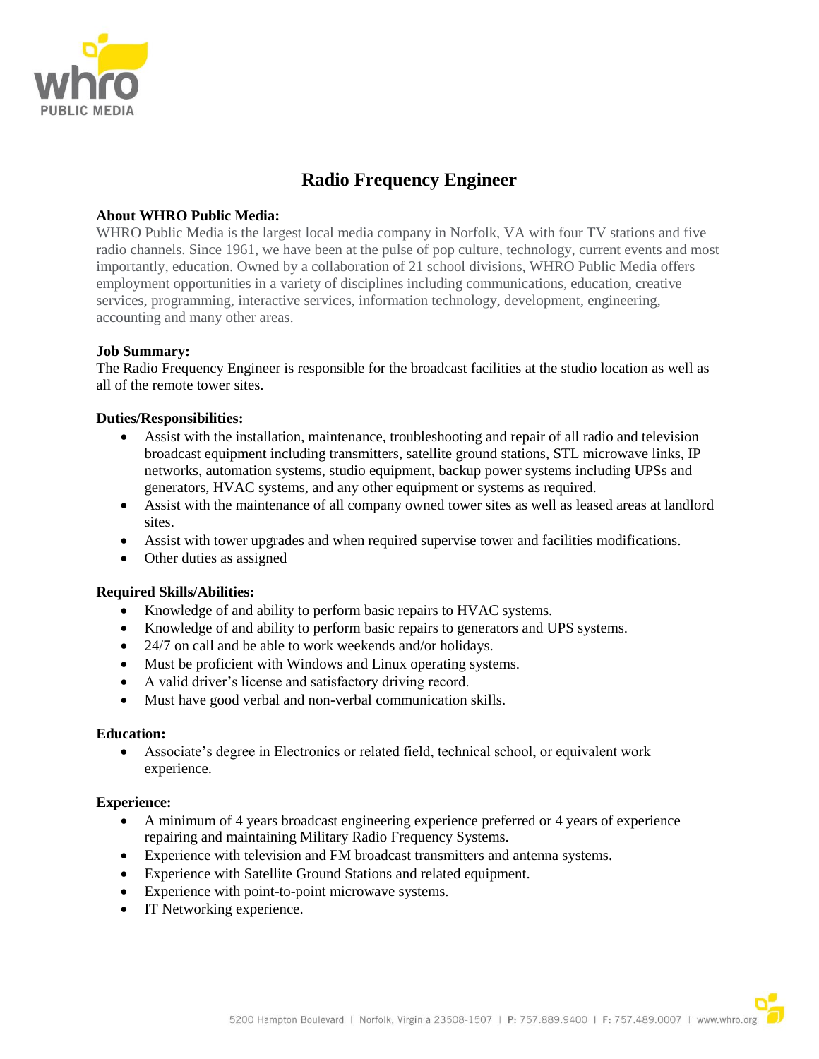# Radio Frequency Engineer

**About WHRO Public Media:**

WHRO Public Media is the largest local media company in Norfolk, VA with four TV stations and five radio channels. Since 1961, we have been at the pulse of pop culture, technology, current events and most importantly, education. Owned by a collaboration of 21 school divisions, WHRO Public Media offers employment opportunities in a variety of disciplines including communications, education, creative services, programming, interactive services, information technology, development, engineering, accounting and many other areas.

**Job Summary:**

The Radio Frequency Engineer is responsible for the broadcast facilities at the studio location as well as all of the remote tower sites.

**Duties/Responsibilities:**

- Assist with the installation, maintenance, troubleshooting and repair of all radio and television broadcast equipment including transmitters, satellite ground stations, STL microwave links, IP networks, automation systems, studio equipment, backup power systems including UPSs and generators, HVAC systems, and any other equipment or systems as required.
- Assist with the maintenance of all company owned tower sites as well as leased areas at landlord sites.
- Assist with tower upgrades and when required supervise tower and facilities modifications.
- Other duties as assigned

**Required Skills/Abilities:**

- Knowledge of and ability to perform basic repairs to HVAC systems.
- Knowledge of and ability to perform basic repairs to generators and UPS systems.
- 24/7 on call and be able to work weekends and/or holidays.
- Must be proficient with Windows and Linux operating systems.
- A valid driver's license and satisfactory driving record.
- Must have good verbal and non-verbal communication skills.

**Education:**

- Associate's degree in Electronics or related field, technical school, or equivalent work experience.

**Experience:**

- A minimum of 4 years broadcast engineering experience preferred or 4 years of experience repairing and maintaining Military Radio Frequency Systems.
- Experience with television and FM broadcast transmitters and antenna systems.
- Experience with Satellite Ground Stations and related equipment.
- Experience with point-to-point microwave systems.
- IT Networking experience.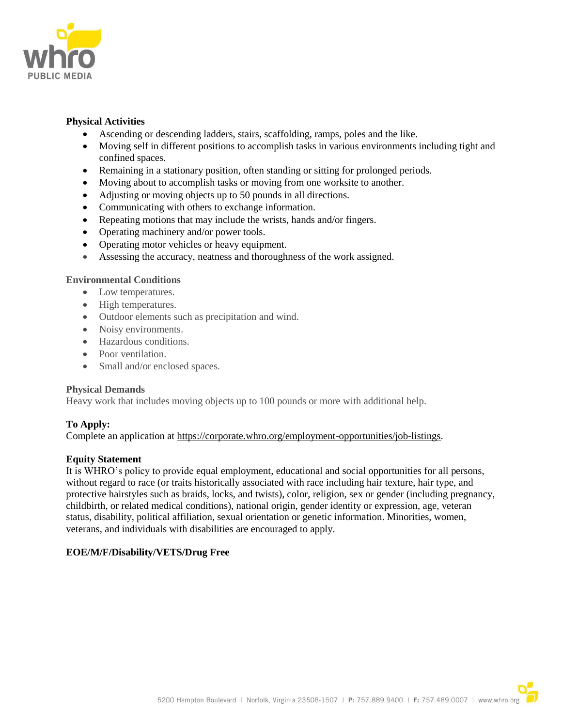**Physical Activities**

- Ascending or descending ladders, stairs, scaffolding, ramps, poles and the like.
- Moving self in different positions to accomplish tasks in various environments including tight and confined spaces.
- Remaining in a stationary position, often standing or sitting for prolonged periods.
- Moving about to accomplish tasks or moving from one worksite to another.
- Adjusting or moving objects up to 50 pounds in all directions.
- Communicating with others to exchange information.
- Repeating motions that may include the wrists, hands and/or fingers.
- Operating machinery and/or power tools.
- Operating motor vehicles or heavy equipment.
- Assessing the accuracy, neatness and thoroughness of the work assigned.

**Environmental Conditions**

- Low temperatures.
- High temperatures.
- Outdoor elements such as precipitation and wind.
- Noisy environments.
- Hazardous conditions.
- Poor ventilation.
- Small and/or enclosed spaces.

**Physical Demands**

Heavy work that includes moving objects up to 100 pounds or more with additional help.

**To Apply:**

Complete an application at https://corporate.whro.org/employment-opportunities/job-listings.

**Equity Statement**

It is WHRO's policy to provide equal employment, educational and social opportunities for all persons, without regard to race (or traits historically associated with race including hair texture, hair type, and protective hairstyles such as braids, locks, and twists), color, religion, sex or gender (including pregnancy, childbirth, or related medical conditions), national origin, gender identity or expression, age, veteran status, disability, political affiliation, sexual orientation or genetic information. Minorities, women, veterans, and individuals with disabilities are encouraged to apply.

**EOE/M/F/Disability/VETS/Drug Free**